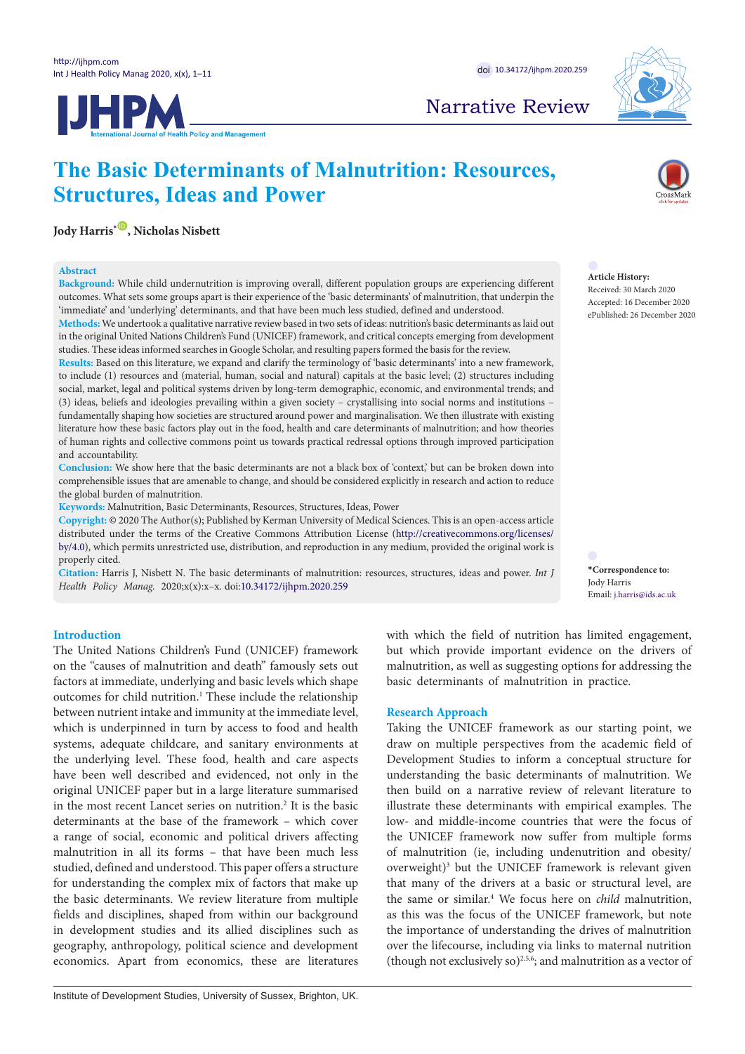Narrative Review

# The Basic Determinants of Malnutrition: Resources, Structures, Ideas and Power

**Jody Harris*, Nicholas Nisbett**

## Abstract

**Background:** While child undernutrition is improving overall, different population groups are experiencing different outcomes. What sets some groups apart is their experience of the 'basic determinants' of malnutrition, that underpin the 'immediate' and 'underlying' determinants, and that have been much less studied, defined and understood.

**Methods:** We undertook a qualitative narrative review based in two sets of ideas: nutrition's basic determinants as laid out in the original United Nations Children's Fund (UNICEF) framework, and critical concepts emerging from development studies. These ideas informed searches in Google Scholar, and resulting papers formed the basis for the review.

**Results:** Based on this literature, we expand and clarify the terminology of 'basic determinants' into a new framework, to include (1) resources and (material, human, social and natural) capitals at the basic level; (2) structures including social, market, legal and political systems driven by long-term demographic, economic, and environmental trends; and (3) ideas, beliefs and ideologies prevailing within a given society – crystallising into social norms and institutions – fundamentally shaping how societies are structured around power and marginalisation. We then illustrate with existing literature how these basic factors play out in the food, health and care determinants of malnutrition; and how theories of human rights and collective commons point us towards practical redressal options through improved participation and accountability.

**Conclusion:** We show here that the basic determinants are not a black box of 'context,' but can be broken down into comprehensible issues that are amenable to change, and should be considered explicitly in research and action to reduce the global burden of malnutrition.

**Keywords:** Malnutrition, Basic Determinants, Resources, Structures, Ideas, Power

**Copyright:** © 2020 The Author(s); Published by Kerman University of Medical Sciences. This is an open-access article distributed under the terms of the Creative Commons Attribution License (http://creativecommons.org/licenses/by/4.0), which permits unrestricted use, distribution, and reproduction in any medium, provided the original work is properly cited.

**Citation:** Harris J, Nisbett N. The basic determinants of malnutrition: resources, structures, ideas and power. *Int J Health Policy Manag.* 2020;x(x):x–x. doi:10.34172/ijhpm.2020.259

**Article History:**
Received: 30 March 2020
Accepted: 16 December 2020
ePublished: 26 December 2020

**\*Correspondence to:**
Jody Harris
Email: j.harris@ids.ac.uk

## Introduction

The United Nations Children's Fund (UNICEF) framework on the "causes of malnutrition and death" famously sets out factors at immediate, underlying and basic levels which shape outcomes for child nutrition.[1] These include the relationship between nutrient intake and immunity at the immediate level, which is underpinned in turn by access to food and health systems, adequate childcare, and sanitary environments at the underlying level. These food, health and care aspects have been well described and evidenced, not only in the original UNICEF paper but in a large literature summarised in the most recent Lancet series on nutrition.[2] It is the basic determinants at the base of the framework – which cover a range of social, economic and political drivers affecting malnutrition in all its forms – that have been much less studied, defined and understood. This paper offers a structure for understanding the complex mix of factors that make up the basic determinants. We review literature from multiple fields and disciplines, shaped from within our background in development studies and its allied disciplines such as geography, anthropology, political science and development economics. Apart from economics, these are literatures with which the field of nutrition has limited engagement, but which provide important evidence on the drivers of malnutrition, as well as suggesting options for addressing the basic determinants of malnutrition in practice.

## Research Approach

Taking the UNICEF framework as our starting point, we draw on multiple perspectives from the academic field of Development Studies to inform a conceptual structure for understanding the basic determinants of malnutrition. We then build on a narrative review of relevant literature to illustrate these determinants with empirical examples. The low- and middle-income countries that were the focus of the UNICEF framework now suffer from multiple forms of malnutrition (ie, including undernutrition and obesity/overweight)[3] but the UNICEF framework is relevant given that many of the drivers at a basic or structural level, are the same or similar.[4] We focus here on *child* malnutrition, as this was the focus of the UNICEF framework, but note the importance of understanding the drives of malnutrition over the lifecourse, including links to maternal nutrition (though not exclusively so)[2,5,6]; and malnutrition as a vector of

Institute of Development Studies, University of Sussex, Brighton, UK.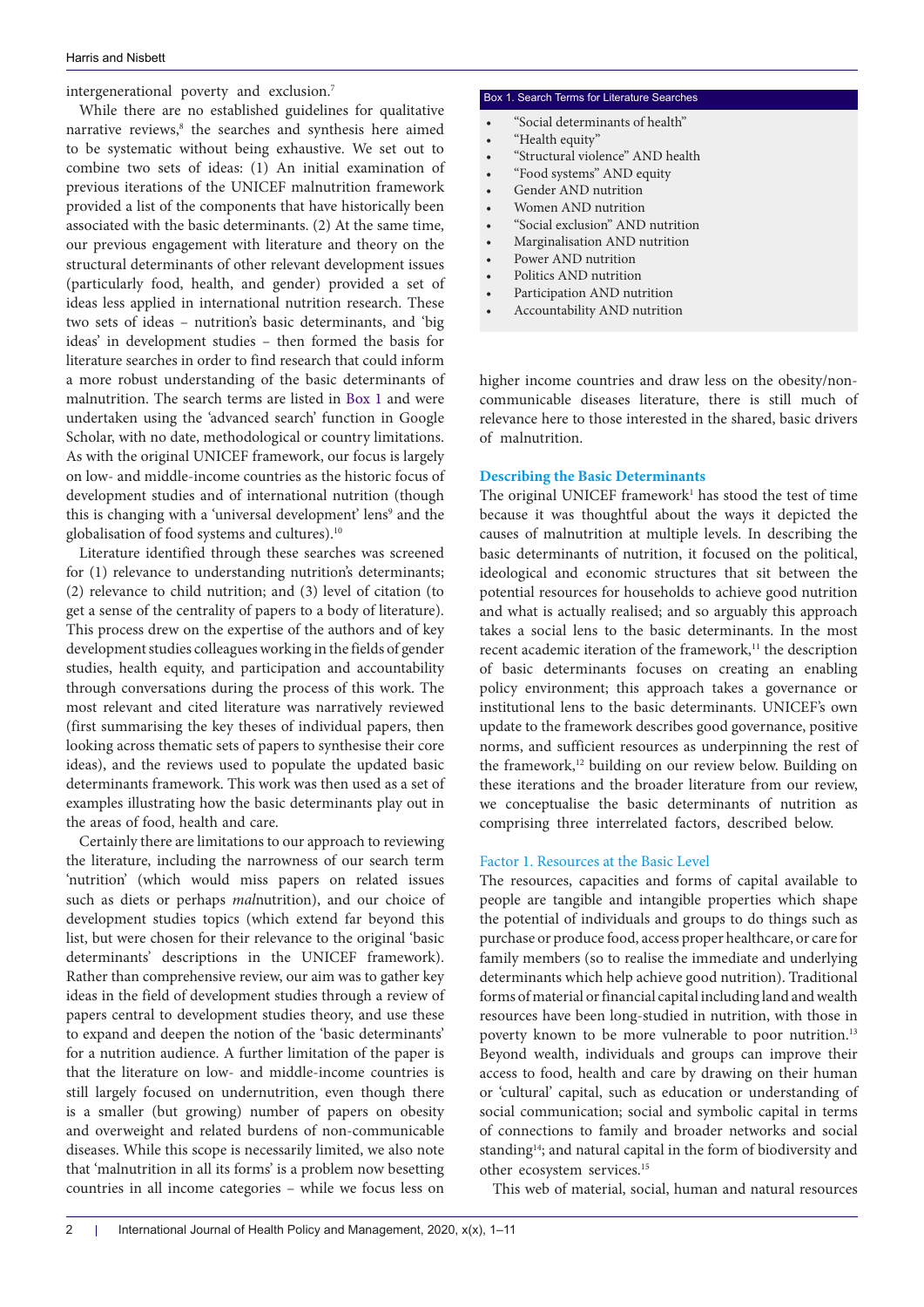intergenerational poverty and exclusion.[7]

While there are no established guidelines for qualitative narrative reviews,[8] the searches and synthesis here aimed to be systematic without being exhaustive. We set out to combine two sets of ideas: (1) An initial examination of previous iterations of the UNICEF malnutrition framework provided a list of the components that have historically been associated with the basic determinants. (2) At the same time, our previous engagement with literature and theory on the structural determinants of other relevant development issues (particularly food, health, and gender) provided a set of ideas less applied in international nutrition research. These two sets of ideas – nutrition's basic determinants, and 'big ideas' in development studies – then formed the basis for literature searches in order to find research that could inform a more robust understanding of the basic determinants of malnutrition. The search terms are listed in Box 1 and were undertaken using the 'advanced search' function in Google Scholar, with no date, methodological or country limitations. As with the original UNICEF framework, our focus is largely on low- and middle-income countries as the historic focus of development studies and of international nutrition (though this is changing with a 'universal development' lens[9] and the globalisation of food systems and cultures).[10]

Literature identified through these searches was screened for (1) relevance to understanding nutrition's determinants; (2) relevance to child nutrition; and (3) level of citation (to get a sense of the centrality of papers to a body of literature). This process drew on the expertise of the authors and of key development studies colleagues working in the fields of gender studies, health equity, and participation and accountability through conversations during the process of this work. The most relevant and cited literature was narratively reviewed (first summarising the key theses of individual papers, then looking across thematic sets of papers to synthesise their core ideas), and the reviews used to populate the updated basic determinants framework. This work was then used as a set of examples illustrating how the basic determinants play out in the areas of food, health and care.

Certainly there are limitations to our approach to reviewing the literature, including the narrowness of our search term 'nutrition' (which would miss papers on related issues such as diets or perhaps *mal*nutrition), and our choice of development studies topics (which extend far beyond this list, but were chosen for their relevance to the original 'basic determinants' descriptions in the UNICEF framework). Rather than comprehensive review, our aim was to gather key ideas in the field of development studies through a review of papers central to development studies theory, and use these to expand and deepen the notion of the 'basic determinants' for a nutrition audience. A further limitation of the paper is that the literature on low- and middle-income countries is still largely focused on undernutrition, even though there is a smaller (but growing) number of papers on obesity and overweight and related burdens of non-communicable diseases. While this scope is necessarily limited, we also note that 'malnutrition in all its forms' is a problem now besetting countries in all income categories – while we focus less on higher income countries and draw less on the obesity/non-communicable diseases literature, there is still much of relevance here to those interested in the shared, basic drivers of malnutrition.

**Box 1. Search Terms for Literature Searches**

- "Social determinants of health"
- "Health equity"
- "Structural violence" AND health
- "Food systems" AND equity
- Gender AND nutrition
- Women AND nutrition
- "Social exclusion" AND nutrition
- Marginalisation AND nutrition
- Power AND nutrition
- Politics AND nutrition
- Participation AND nutrition
- Accountability AND nutrition

## Describing the Basic Determinants

The original UNICEF framework[1] has stood the test of time because it was thoughtful about the ways it depicted the causes of malnutrition at multiple levels. In describing the basic determinants of nutrition, it focused on the political, ideological and economic structures that sit between the potential resources for households to achieve good nutrition and what is actually realised; and so arguably this approach takes a social lens to the basic determinants. In the most recent academic iteration of the framework,[11] the description of basic determinants focuses on creating an enabling policy environment; this approach takes a governance or institutional lens to the basic determinants. UNICEF's own update to the framework describes good governance, positive norms, and sufficient resources as underpinning the rest of the framework,[12] building on our review below. Building on these iterations and the broader literature from our review, we conceptualise the basic determinants of nutrition as comprising three interrelated factors, described below.

### Factor 1. Resources at the Basic Level

The resources, capacities and forms of capital available to people are tangible and intangible properties which shape the potential of individuals and groups to do things such as purchase or produce food, access proper healthcare, or care for family members (so to realise the immediate and underlying determinants which help achieve good nutrition). Traditional forms of material or financial capital including land and wealth resources have been long-studied in nutrition, with those in poverty known to be more vulnerable to poor nutrition.[13] Beyond wealth, individuals and groups can improve their access to food, health and care by drawing on their human or 'cultural' capital, such as education or understanding of social communication; social and symbolic capital in terms of connections to family and broader networks and social standing[14]; and natural capital in the form of biodiversity and other ecosystem services.[15]

This web of material, social, human and natural resources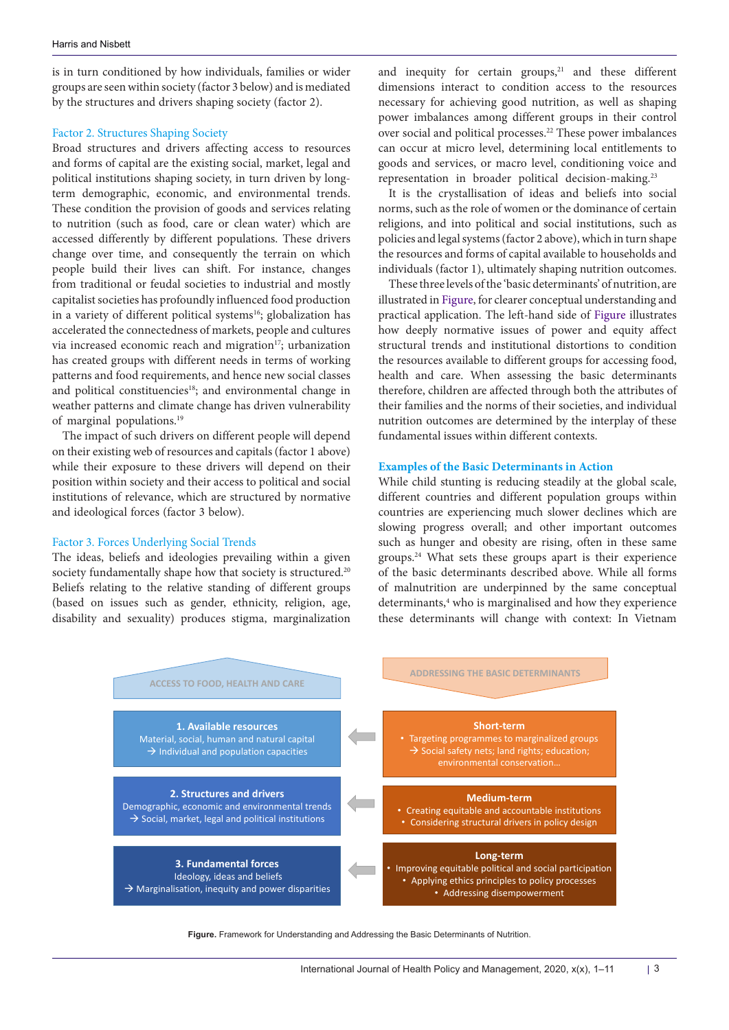is in turn conditioned by how individuals, families or wider groups are seen within society (factor 3 below) and is mediated by the structures and drivers shaping society (factor 2).

### Factor 2. Structures Shaping Society

Broad structures and drivers affecting access to resources and forms of capital are the existing social, market, legal and political institutions shaping society, in turn driven by long-term demographic, economic, and environmental trends. These condition the provision of goods and services relating to nutrition (such as food, care or clean water) which are accessed differently by different populations. These drivers change over time, and consequently the terrain on which people build their lives can shift. For instance, changes from traditional or feudal societies to industrial and mostly capitalist societies has profoundly influenced food production in a variety of different political systems[16]; globalization has accelerated the connectedness of markets, people and cultures via increased economic reach and migration[17]; urbanization has created groups with different needs in terms of working patterns and food requirements, and hence new social classes and political constituencies[18]; and environmental change in weather patterns and climate change has driven vulnerability of marginal populations.[19]

The impact of such drivers on different people will depend on their existing web of resources and capitals (factor 1 above) while their exposure to these drivers will depend on their position within society and their access to political and social institutions of relevance, which are structured by normative and ideological forces (factor 3 below).

### Factor 3. Forces Underlying Social Trends

The ideas, beliefs and ideologies prevailing within a given society fundamentally shape how that society is structured.[20] Beliefs relating to the relative standing of different groups (based on issues such as gender, ethnicity, religion, age, disability and sexuality) produces stigma, marginalization and inequity for certain groups,[21] and these different dimensions interact to condition access to the resources necessary for achieving good nutrition, as well as shaping power imbalances among different groups in their control over social and political processes.[22] These power imbalances can occur at micro level, determining local entitlements to goods and services, or macro level, conditioning voice and representation in broader political decision-making.[23]

It is the crystallisation of ideas and beliefs into social norms, such as the role of women or the dominance of certain religions, and into political and social institutions, such as policies and legal systems (factor 2 above), which in turn shape the resources and forms of capital available to households and individuals (factor 1), ultimately shaping nutrition outcomes.

These three levels of the 'basic determinants' of nutrition, are illustrated in Figure, for clearer conceptual understanding and practical application. The left-hand side of Figure illustrates how deeply normative issues of power and equity affect structural trends and institutional distortions to condition the resources available to different groups for accessing food, health and care. When assessing the basic determinants therefore, children are affected through both the attributes of their families and the norms of their societies, and individual nutrition outcomes are determined by the interplay of these fundamental issues within different contexts.

## Examples of the Basic Determinants in Action

While child stunting is reducing steadily at the global scale, different countries and different population groups within countries are experiencing much slower declines which are slowing progress overall; and other important outcomes such as hunger and obesity are rising, often in these same groups.[24] What sets these groups apart is their experience of the basic determinants described above. While all forms of malnutrition are underpinned by the same conceptual determinants,[4] who is marginalised and how they experience these determinants will change with context: In Vietnam

| ACCESS TO FOOD, HEALTH AND CARE | | ADDRESSING THE BASIC DETERMINANTS |
|---|---|---|
| **1. Available resources**<br>Material, social, human and natural capital<br>→ Individual and population capacities | ← | **Short-term**<br>• Targeting programmes to marginalized groups<br>→ Social safety nets; land rights; education; environmental conservation… |
| **2. Structures and drivers**<br>Demographic, economic and environmental trends<br>→ Social, market, legal and political institutions | ← | **Medium-term**<br>• Creating equitable and accountable institutions<br>• Considering structural drivers in policy design |
| **3. Fundamental forces**<br>Ideology, ideas and beliefs<br>→ Marginalisation, inequity and power disparities | ← | **Long-term**<br>• Improving equitable political and social participation<br>• Applying ethics principles to policy processes<br>• Addressing disempowerment |

**Figure.** Framework for Understanding and Addressing the Basic Determinants of Nutrition.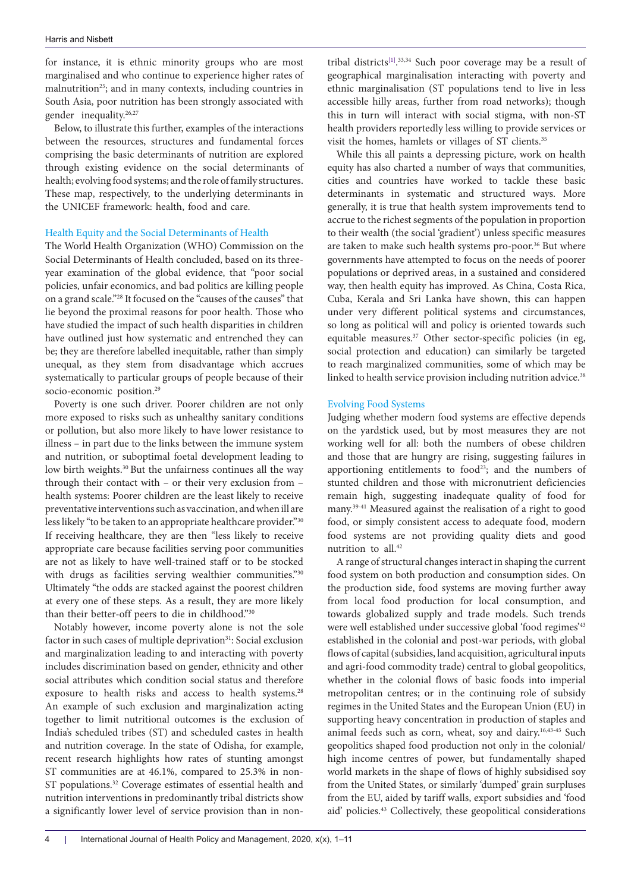for instance, it is ethnic minority groups who are most marginalised and who continue to experience higher rates of malnutrition[25]; and in many contexts, including countries in South Asia, poor nutrition has been strongly associated with gender inequality.[26,27]

Below, to illustrate this further, examples of the interactions between the resources, structures and fundamental forces comprising the basic determinants of nutrition are explored through existing evidence on the social determinants of health; evolving food systems; and the role of family structures. These map, respectively, to the underlying determinants in the UNICEF framework: health, food and care.

### Health Equity and the Social Determinants of Health

The World Health Organization (WHO) Commission on the Social Determinants of Health concluded, based on its three-year examination of the global evidence, that "poor social policies, unfair economics, and bad politics are killing people on a grand scale."[28] It focused on the "causes of the causes" that lie beyond the proximal reasons for poor health. Those who have studied the impact of such health disparities in children have outlined just how systematic and entrenched they can be; they are therefore labelled inequitable, rather than simply unequal, as they stem from disadvantage which accrues systematically to particular groups of people because of their socio-economic position.[29]

Poverty is one such driver. Poorer children are not only more exposed to risks such as unhealthy sanitary conditions or pollution, but also more likely to have lower resistance to illness – in part due to the links between the immune system and nutrition, or suboptimal foetal development leading to low birth weights.[30] But the unfairness continues all the way through their contact with – or their very exclusion from – health systems: Poorer children are the least likely to receive preventative interventions such as vaccination, and when ill are less likely "to be taken to an appropriate healthcare provider."[30] If receiving healthcare, they are then "less likely to receive appropriate care because facilities serving poor communities are not as likely to have well-trained staff or to be stocked with drugs as facilities serving wealthier communities."[30] Ultimately "the odds are stacked against the poorest children at every one of these steps. As a result, they are more likely than their better-off peers to die in childhood."[30]

Notably however, income poverty alone is not the sole factor in such cases of multiple deprivation[31]: Social exclusion and marginalization leading to and interacting with poverty includes discrimination based on gender, ethnicity and other social attributes which condition social status and therefore exposure to health risks and access to health systems.[28] An example of such exclusion and marginalization acting together to limit nutritional outcomes is the exclusion of India's scheduled tribes (ST) and scheduled castes in health and nutrition coverage. In the state of Odisha, for example, recent research highlights how rates of stunting amongst ST communities are at 46.1%, compared to 25.3% in non-ST populations.[32] Coverage estimates of essential health and nutrition interventions in predominantly tribal districts show a significantly lower level of service provision than in non-tribal districts[1].[33,34] Such poor coverage may be a result of geographical marginalisation interacting with poverty and ethnic marginalisation (ST populations tend to live in less accessible hilly areas, further from road networks); though this in turn will interact with social stigma, with non-ST health providers reportedly less willing to provide services or visit the homes, hamlets or villages of ST clients.[35]

While this all paints a depressing picture, work on health equity has also charted a number of ways that communities, cities and countries have worked to tackle these basic determinants in systematic and structured ways. More generally, it is true that health system improvements tend to accrue to the richest segments of the population in proportion to their wealth (the social 'gradient') unless specific measures are taken to make such health systems pro-poor.[36] But where governments have attempted to focus on the needs of poorer populations or deprived areas, in a sustained and considered way, then health equity has improved. As China, Costa Rica, Cuba, Kerala and Sri Lanka have shown, this can happen under very different political systems and circumstances, so long as political will and policy is oriented towards such equitable measures.[37] Other sector-specific policies (in eg, social protection and education) can similarly be targeted to reach marginalized communities, some of which may be linked to health service provision including nutrition advice.[38]

### Evolving Food Systems

Judging whether modern food systems are effective depends on the yardstick used, but by most measures they are not working well for all: both the numbers of obese children and those that are hungry are rising, suggesting failures in apportioning entitlements to food[23]; and the numbers of stunted children and those with micronutrient deficiencies remain high, suggesting inadequate quality of food for many.[39-41] Measured against the realisation of a right to good food, or simply consistent access to adequate food, modern food systems are not providing quality diets and good nutrition to all.[42]

A range of structural changes interact in shaping the current food system on both production and consumption sides. On the production side, food systems are moving further away from local food production for local consumption, and towards globalized supply and trade models. Such trends were well established under successive global 'food regimes'[43] established in the colonial and post-war periods, with global flows of capital (subsidies, land acquisition, agricultural inputs and agri-food commodity trade) central to global geopolitics, whether in the colonial flows of basic foods into imperial metropolitan centres; or in the continuing role of subsidy regimes in the United States and the European Union (EU) in supporting heavy concentration in production of staples and animal feeds such as corn, wheat, soy and dairy.[16,43-45] Such geopolitics shaped food production not only in the colonial/high income centres of power, but fundamentally shaped world markets in the shape of flows of highly subsidised soy from the United States, or similarly 'dumped' grain surpluses from the EU, aided by tariff walls, export subsidies and 'food aid' policies.[43] Collectively, these geopolitical considerations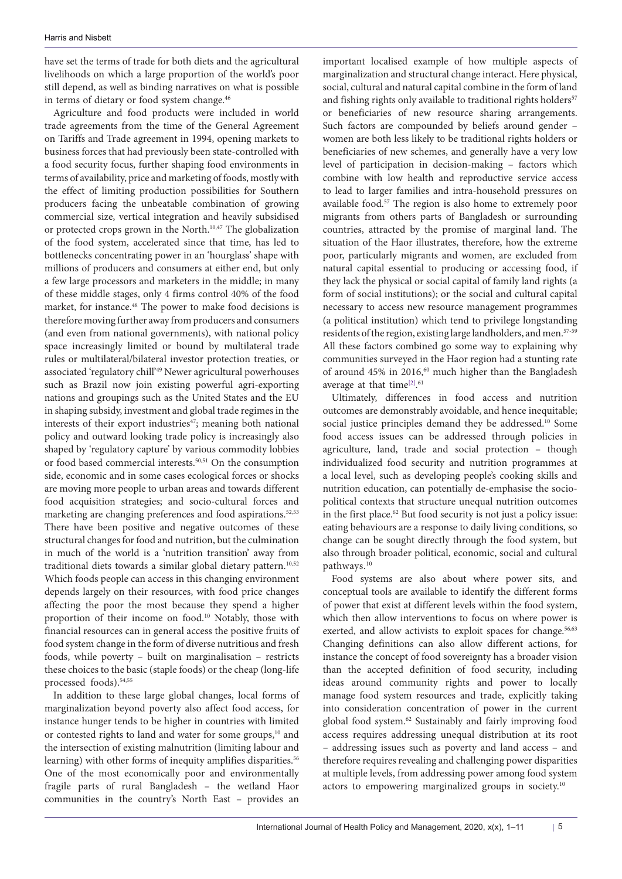have set the terms of trade for both diets and the agricultural livelihoods on which a large proportion of the world's poor still depend, as well as binding narratives on what is possible in terms of dietary or food system change.[46]

Agriculture and food products were included in world trade agreements from the time of the General Agreement on Tariffs and Trade agreement in 1994, opening markets to business forces that had previously been state-controlled with a food security focus, further shaping food environments in terms of availability, price and marketing of foods, mostly with the effect of limiting production possibilities for Southern producers facing the unbeatable combination of growing commercial size, vertical integration and heavily subsidised or protected crops grown in the North.[10,47] The globalization of the food system, accelerated since that time, has led to bottlenecks concentrating power in an 'hourglass' shape with millions of producers and consumers at either end, but only a few large processors and marketers in the middle; in many of these middle stages, only 4 firms control 40% of the food market, for instance.[48] The power to make food decisions is therefore moving further away from producers and consumers (and even from national governments), with national policy space increasingly limited or bound by multilateral trade rules or multilateral/bilateral investor protection treaties, or associated 'regulatory chill'[49] Newer agricultural powerhouses such as Brazil now join existing powerful agri-exporting nations and groupings such as the United States and the EU in shaping subsidy, investment and global trade regimes in the interests of their export industries[47]; meaning both national policy and outward looking trade policy is increasingly also shaped by 'regulatory capture' by various commodity lobbies or food based commercial interests.[50,51] On the consumption side, economic and in some cases ecological forces or shocks are moving more people to urban areas and towards different food acquisition strategies; and socio-cultural forces and marketing are changing preferences and food aspirations.[52,53] There have been positive and negative outcomes of these structural changes for food and nutrition, but the culmination in much of the world is a 'nutrition transition' away from traditional diets towards a similar global dietary pattern.[10,52] Which foods people can access in this changing environment depends largely on their resources, with food price changes affecting the poor the most because they spend a higher proportion of their income on food.[10] Notably, those with financial resources can in general access the positive fruits of food system change in the form of diverse nutritious and fresh foods, while poverty – built on marginalisation – restricts these choices to the basic (staple foods) or the cheap (long-life processed foods).[54,55]

In addition to these large global changes, local forms of marginalization beyond poverty also affect food access, for instance hunger tends to be higher in countries with limited or contested rights to land and water for some groups,[10] and the intersection of existing malnutrition (limiting labour and learning) with other forms of inequity amplifies disparities.[56] One of the most economically poor and environmentally fragile parts of rural Bangladesh – the wetland Haor communities in the country's North East – provides an important localised example of how multiple aspects of marginalization and structural change interact. Here physical, social, cultural and natural capital combine in the form of land and fishing rights only available to traditional rights holders[57] or beneficiaries of new resource sharing arrangements. Such factors are compounded by beliefs around gender – women are both less likely to be traditional rights holders or beneficiaries of new schemes, and generally have a very low level of participation in decision-making – factors which combine with low health and reproductive service access to lead to larger families and intra-household pressures on available food.[57] The region is also home to extremely poor migrants from others parts of Bangladesh or surrounding countries, attracted by the promise of marginal land. The situation of the Haor illustrates, therefore, how the extreme poor, particularly migrants and women, are excluded from natural capital essential to producing or accessing food, if they lack the physical or social capital of family land rights (a form of social institutions); or the social and cultural capital necessary to access new resource management programmes (a political institution) which tend to privilege longstanding residents of the region, existing large landholders, and men.[57-59] All these factors combined go some way to explaining why communities surveyed in the Haor region had a stunting rate of around 45% in 2016,[60] much higher than the Bangladesh average at that time[2].[61]

Ultimately, differences in food access and nutrition outcomes are demonstrably avoidable, and hence inequitable; social justice principles demand they be addressed.[10] Some food access issues can be addressed through policies in agriculture, land, trade and social protection – though individualized food security and nutrition programmes at a local level, such as developing people's cooking skills and nutrition education, can potentially de-emphasise the socio-political contexts that structure unequal nutrition outcomes in the first place.[62] But food security is not just a policy issue: eating behaviours are a response to daily living conditions, so change can be sought directly through the food system, but also through broader political, economic, social and cultural pathways.[10]

Food systems are also about where power sits, and conceptual tools are available to identify the different forms of power that exist at different levels within the food system, which then allow interventions to focus on where power is exerted, and allow activists to exploit spaces for change.[56,63] Changing definitions can also allow different actions, for instance the concept of food sovereignty has a broader vision than the accepted definition of food security, including ideas around community rights and power to locally manage food system resources and trade, explicitly taking into consideration concentration of power in the current global food system.[62] Sustainably and fairly improving food access requires addressing unequal distribution at its root – addressing issues such as poverty and land access – and therefore requires revealing and challenging power disparities at multiple levels, from addressing power among food system actors to empowering marginalized groups in society.[10]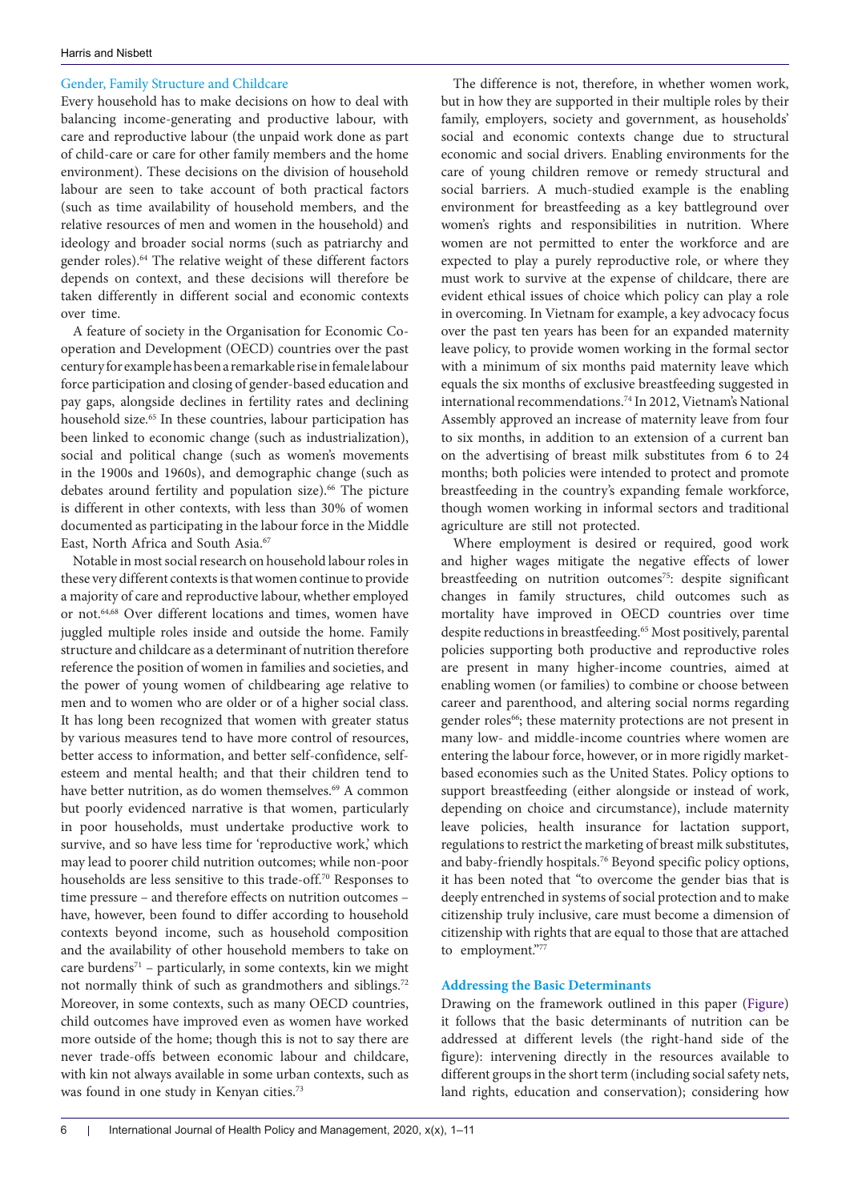### Gender, Family Structure and Childcare

Every household has to make decisions on how to deal with balancing income-generating and productive labour, with care and reproductive labour (the unpaid work done as part of child-care or care for other family members and the home environment). These decisions on the division of household labour are seen to take account of both practical factors (such as time availability of household members, and the relative resources of men and women in the household) and ideology and broader social norms (such as patriarchy and gender roles).[64] The relative weight of these different factors depends on context, and these decisions will therefore be taken differently in different social and economic contexts over time.

A feature of society in the Organisation for Economic Co-operation and Development (OECD) countries over the past century for example has been a remarkable rise in female labour force participation and closing of gender-based education and pay gaps, alongside declines in fertility rates and declining household size.[65] In these countries, labour participation has been linked to economic change (such as industrialization), social and political change (such as women's movements in the 1900s and 1960s), and demographic change (such as debates around fertility and population size).[66] The picture is different in other contexts, with less than 30% of women documented as participating in the labour force in the Middle East, North Africa and South Asia.[67]

Notable in most social research on household labour roles in these very different contexts is that women continue to provide a majority of care and reproductive labour, whether employed or not.[64,68] Over different locations and times, women have juggled multiple roles inside and outside the home. Family structure and childcare as a determinant of nutrition therefore reference the position of women in families and societies, and the power of young women of childbearing age relative to men and to women who are older or of a higher social class. It has long been recognized that women with greater status by various measures tend to have more control of resources, better access to information, and better self-confidence, self-esteem and mental health; and that their children tend to have better nutrition, as do women themselves.[69] A common but poorly evidenced narrative is that women, particularly in poor households, must undertake productive work to survive, and so have less time for 'reproductive work,' which may lead to poorer child nutrition outcomes; while non-poor households are less sensitive to this trade-off.[70] Responses to time pressure – and therefore effects on nutrition outcomes – have, however, been found to differ according to household contexts beyond income, such as household composition and the availability of other household members to take on care burdens[71] – particularly, in some contexts, kin we might not normally think of such as grandmothers and siblings.[72] Moreover, in some contexts, such as many OECD countries, child outcomes have improved even as women have worked more outside of the home; though this is not to say there are never trade-offs between economic labour and childcare, with kin not always available in some urban contexts, such as was found in one study in Kenyan cities.[73]

The difference is not, therefore, in whether women work, but in how they are supported in their multiple roles by their family, employers, society and government, as households' social and economic contexts change due to structural economic and social drivers. Enabling environments for the care of young children remove or remedy structural and social barriers. A much-studied example is the enabling environment for breastfeeding as a key battleground over women's rights and responsibilities in nutrition. Where women are not permitted to enter the workforce and are expected to play a purely reproductive role, or where they must work to survive at the expense of childcare, there are evident ethical issues of choice which policy can play a role in overcoming. In Vietnam for example, a key advocacy focus over the past ten years has been for an expanded maternity leave policy, to provide women working in the formal sector with a minimum of six months paid maternity leave which equals the six months of exclusive breastfeeding suggested in international recommendations.[74] In 2012, Vietnam's National Assembly approved an increase of maternity leave from four to six months, in addition to an extension of a current ban on the advertising of breast milk substitutes from 6 to 24 months; both policies were intended to protect and promote breastfeeding in the country's expanding female workforce, though women working in informal sectors and traditional agriculture are still not protected.

Where employment is desired or required, good work and higher wages mitigate the negative effects of lower breastfeeding on nutrition outcomes[75]: despite significant changes in family structures, child outcomes such as mortality have improved in OECD countries over time despite reductions in breastfeeding.[65] Most positively, parental policies supporting both productive and reproductive roles are present in many higher-income countries, aimed at enabling women (or families) to combine or choose between career and parenthood, and altering social norms regarding gender roles[66]; these maternity protections are not present in many low- and middle-income countries where women are entering the labour force, however, or in more rigidly market-based economies such as the United States. Policy options to support breastfeeding (either alongside or instead of work, depending on choice and circumstance), include maternity leave policies, health insurance for lactation support, regulations to restrict the marketing of breast milk substitutes, and baby-friendly hospitals.[76] Beyond specific policy options, it has been noted that "to overcome the gender bias that is deeply entrenched in systems of social protection and to make citizenship truly inclusive, care must become a dimension of citizenship with rights that are equal to those that are attached to employment."[77]

### Addressing the Basic Determinants

Drawing on the framework outlined in this paper (Figure) it follows that the basic determinants of nutrition can be addressed at different levels (the right-hand side of the figure): intervening directly in the resources available to different groups in the short term (including social safety nets, land rights, education and conservation); considering how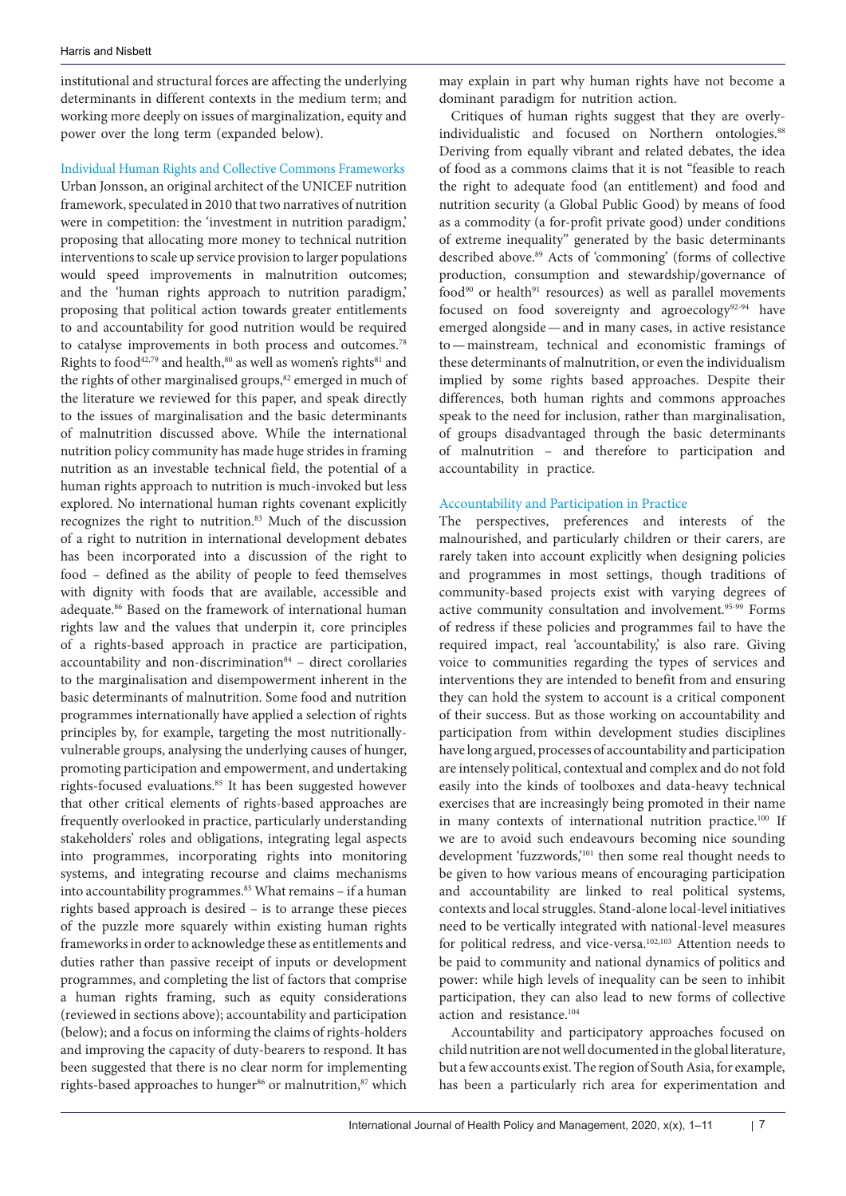institutional and structural forces are affecting the underlying determinants in different contexts in the medium term; and working more deeply on issues of marginalization, equity and power over the long term (expanded below).

### Individual Human Rights and Collective Commons Frameworks

Urban Jonsson, an original architect of the UNICEF nutrition framework, speculated in 2010 that two narratives of nutrition were in competition: the 'investment in nutrition paradigm,' proposing that allocating more money to technical nutrition interventions to scale up service provision to larger populations would speed improvements in malnutrition outcomes; and the 'human rights approach to nutrition paradigm,' proposing that political action towards greater entitlements to and accountability for good nutrition would be required to catalyse improvements in both process and outcomes.[78] Rights to food[42,79] and health,[80] as well as women's rights[81] and the rights of other marginalised groups,[82] emerged in much of the literature we reviewed for this paper, and speak directly to the issues of marginalisation and the basic determinants of malnutrition discussed above. While the international nutrition policy community has made huge strides in framing nutrition as an investable technical field, the potential of a human rights approach to nutrition is much-invoked but less explored. No international human rights covenant explicitly recognizes the right to nutrition.[83] Much of the discussion of a right to nutrition in international development debates has been incorporated into a discussion of the right to food – defined as the ability of people to feed themselves with dignity with foods that are available, accessible and adequate.[86] Based on the framework of international human rights law and the values that underpin it, core principles of a rights-based approach in practice are participation, accountability and non-discrimination[84] – direct corollaries to the marginalisation and disempowerment inherent in the basic determinants of malnutrition. Some food and nutrition programmes internationally have applied a selection of rights principles by, for example, targeting the most nutritionally-vulnerable groups, analysing the underlying causes of hunger, promoting participation and empowerment, and undertaking rights-focused evaluations.[85] It has been suggested however that other critical elements of rights-based approaches are frequently overlooked in practice, particularly understanding stakeholders' roles and obligations, integrating legal aspects into programmes, incorporating rights into monitoring systems, and integrating recourse and claims mechanisms into accountability programmes.[85] What remains – if a human rights based approach is desired – is to arrange these pieces of the puzzle more squarely within existing human rights frameworks in order to acknowledge these as entitlements and duties rather than passive receipt of inputs or development programmes, and completing the list of factors that comprise a human rights framing, such as equity considerations (reviewed in sections above); accountability and participation (below); and a focus on informing the claims of rights-holders and improving the capacity of duty-bearers to respond. It has been suggested that there is no clear norm for implementing rights-based approaches to hunger[86] or malnutrition,[87] which may explain in part why human rights have not become a dominant paradigm for nutrition action.

Critiques of human rights suggest that they are overly-individualistic and focused on Northern ontologies.[88] Deriving from equally vibrant and related debates, the idea of food as a commons claims that it is not "feasible to reach the right to adequate food (an entitlement) and food and nutrition security (a Global Public Good) by means of food as a commodity (a for-profit private good) under conditions of extreme inequality" generated by the basic determinants described above.[89] Acts of 'commoning' (forms of collective production, consumption and stewardship/governance of food[90] or health[91] resources) as well as parallel movements focused on food sovereignty and agroecology[92-94] have emerged alongside — and in many cases, in active resistance to — mainstream, technical and economistic framings of these determinants of malnutrition, or even the individualism implied by some rights based approaches. Despite their differences, both human rights and commons approaches speak to the need for inclusion, rather than marginalisation, of groups disadvantaged through the basic determinants of malnutrition – and therefore to participation and accountability in practice.

### Accountability and Participation in Practice

The perspectives, preferences and interests of the malnourished, and particularly children or their carers, are rarely taken into account explicitly when designing policies and programmes in most settings, though traditions of community-based projects exist with varying degrees of active community consultation and involvement.[95-99] Forms of redress if these policies and programmes fail to have the required impact, real 'accountability,' is also rare. Giving voice to communities regarding the types of services and interventions they are intended to benefit from and ensuring they can hold the system to account is a critical component of their success. But as those working on accountability and participation from within development studies disciplines have long argued, processes of accountability and participation are intensely political, contextual and complex and do not fold easily into the kinds of toolboxes and data-heavy technical exercises that are increasingly being promoted in their name in many contexts of international nutrition practice.[100] If we are to avoid such endeavours becoming nice sounding development 'fuzzwords,'[101] then some real thought needs to be given to how various means of encouraging participation and accountability are linked to real political systems, contexts and local struggles. Stand-alone local-level initiatives need to be vertically integrated with national-level measures for political redress, and vice-versa.[102,103] Attention needs to be paid to community and national dynamics of politics and power: while high levels of inequality can be seen to inhibit participation, they can also lead to new forms of collective action and resistance.[104]

Accountability and participatory approaches focused on child nutrition are not well documented in the global literature, but a few accounts exist. The region of South Asia, for example, has been a particularly rich area for experimentation and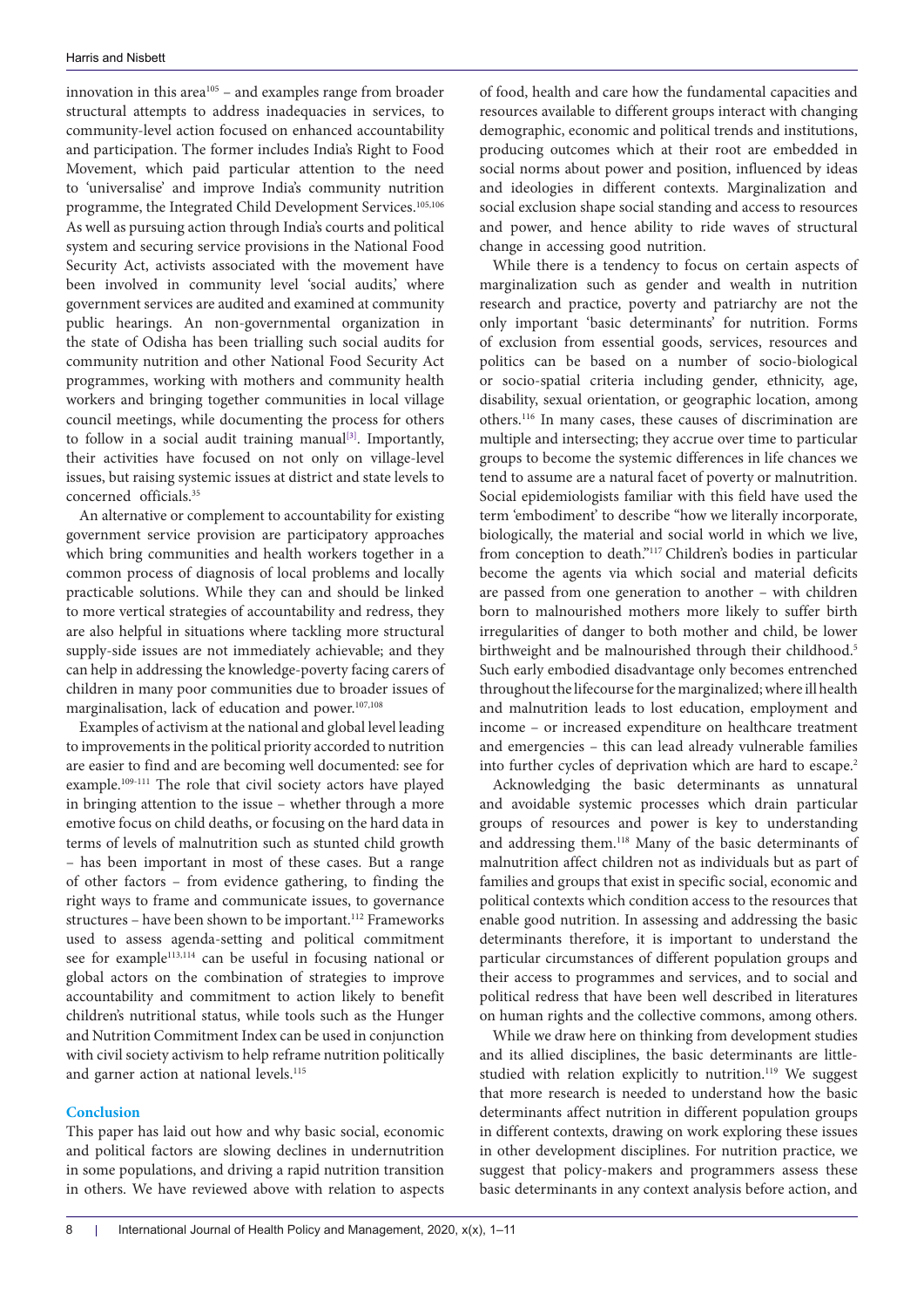innovation in this area[105] – and examples range from broader structural attempts to address inadequacies in services, to community-level action focused on enhanced accountability and participation. The former includes India's Right to Food Movement, which paid particular attention to the need to 'universalise' and improve India's community nutrition programme, the Integrated Child Development Services.[105,106] As well as pursuing action through India's courts and political system and securing service provisions in the National Food Security Act, activists associated with the movement have been involved in community level 'social audits,' where government services are audited and examined at community public hearings. An non-governmental organization in the state of Odisha has been trialling such social audits for community nutrition and other National Food Security Act programmes, working with mothers and community health workers and bringing together communities in local village council meetings, while documenting the process for others to follow in a social audit training manual[3]. Importantly, their activities have focused on not only on village-level issues, but raising systemic issues at district and state levels to concerned officials.[35]

An alternative or complement to accountability for existing government service provision are participatory approaches which bring communities and health workers together in a common process of diagnosis of local problems and locally practicable solutions. While they can and should be linked to more vertical strategies of accountability and redress, they are also helpful in situations where tackling more structural supply-side issues are not immediately achievable; and they can help in addressing the knowledge-poverty facing carers of children in many poor communities due to broader issues of marginalisation, lack of education and power.[107,108]

Examples of activism at the national and global level leading to improvements in the political priority accorded to nutrition are easier to find and are becoming well documented: see for example.[109-111] The role that civil society actors have played in bringing attention to the issue – whether through a more emotive focus on child deaths, or focusing on the hard data in terms of levels of malnutrition such as stunted child growth – has been important in most of these cases. But a range of other factors – from evidence gathering, to finding the right ways to frame and communicate issues, to governance structures – have been shown to be important.[112] Frameworks used to assess agenda-setting and political commitment see for example[113,114] can be useful in focusing national or global actors on the combination of strategies to improve accountability and commitment to action likely to benefit children's nutritional status, while tools such as the Hunger and Nutrition Commitment Index can be used in conjunction with civil society activism to help reframe nutrition politically and garner action at national levels.[115]

## Conclusion

This paper has laid out how and why basic social, economic and political factors are slowing declines in undernutrition in some populations, and driving a rapid nutrition transition in others. We have reviewed above with relation to aspects of food, health and care how the fundamental capacities and resources available to different groups interact with changing demographic, economic and political trends and institutions, producing outcomes which at their root are embedded in social norms about power and position, influenced by ideas and ideologies in different contexts. Marginalization and social exclusion shape social standing and access to resources and power, and hence ability to ride waves of structural change in accessing good nutrition.

While there is a tendency to focus on certain aspects of marginalization such as gender and wealth in nutrition research and practice, poverty and patriarchy are not the only important 'basic determinants' for nutrition. Forms of exclusion from essential goods, services, resources and politics can be based on a number of socio-biological or socio-spatial criteria including gender, ethnicity, age, disability, sexual orientation, or geographic location, among others.[116] In many cases, these causes of discrimination are multiple and intersecting; they accrue over time to particular groups to become the systemic differences in life chances we tend to assume are a natural facet of poverty or malnutrition. Social epidemiologists familiar with this field have used the term 'embodiment' to describe "how we literally incorporate, biologically, the material and social world in which we live, from conception to death."[117] Children's bodies in particular become the agents via which social and material deficits are passed from one generation to another – with children born to malnourished mothers more likely to suffer birth irregularities of danger to both mother and child, be lower birthweight and be malnourished through their childhood.[5] Such early embodied disadvantage only becomes entrenched throughout the lifecourse for the marginalized; where ill health and malnutrition leads to lost education, employment and income – or increased expenditure on healthcare treatment and emergencies – this can lead already vulnerable families into further cycles of deprivation which are hard to escape.[2]

Acknowledging the basic determinants as unnatural and avoidable systemic processes which drain particular groups of resources and power is key to understanding and addressing them.[118] Many of the basic determinants of malnutrition affect children not as individuals but as part of families and groups that exist in specific social, economic and political contexts which condition access to the resources that enable good nutrition. In assessing and addressing the basic determinants therefore, it is important to understand the particular circumstances of different population groups and their access to programmes and services, and to social and political redress that have been well described in literatures on human rights and the collective commons, among others.

While we draw here on thinking from development studies and its allied disciplines, the basic determinants are little-studied with relation explicitly to nutrition.[119] We suggest that more research is needed to understand how the basic determinants affect nutrition in different population groups in different contexts, drawing on work exploring these issues in other development disciplines. For nutrition practice, we suggest that policy-makers and programmers assess these basic determinants in any context analysis before action, and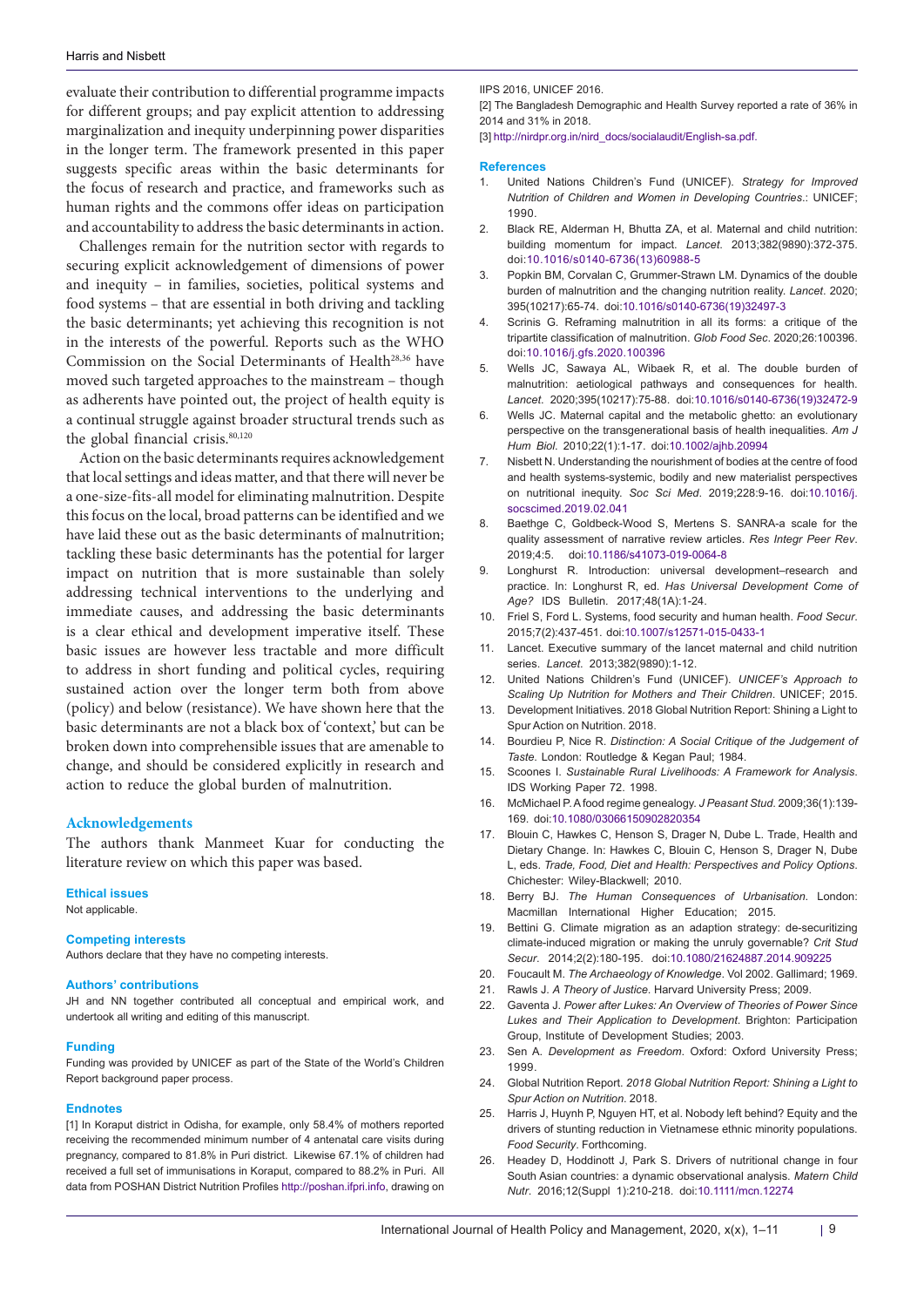evaluate their contribution to differential programme impacts for different groups; and pay explicit attention to addressing marginalization and inequity underpinning power disparities in the longer term. The framework presented in this paper suggests specific areas within the basic determinants for the focus of research and practice, and frameworks such as human rights and the commons offer ideas on participation and accountability to address the basic determinants in action.

Challenges remain for the nutrition sector with regards to securing explicit acknowledgement of dimensions of power and inequity – in families, societies, political systems and food systems – that are essential in both driving and tackling the basic determinants; yet achieving this recognition is not in the interests of the powerful. Reports such as the WHO Commission on the Social Determinants of Health[28,36] have moved such targeted approaches to the mainstream – though as adherents have pointed out, the project of health equity is a continual struggle against broader structural trends such as the global financial crisis.[80,120]

Action on the basic determinants requires acknowledgement that local settings and ideas matter, and that there will never be a one-size-fits-all model for eliminating malnutrition. Despite this focus on the local, broad patterns can be identified and we have laid these out as the basic determinants of malnutrition; tackling these basic determinants has the potential for larger impact on nutrition that is more sustainable than solely addressing technical interventions to the underlying and immediate causes, and addressing the basic determinants is a clear ethical and development imperative itself. These basic issues are however less tractable and more difficult to address in short funding and political cycles, requiring sustained action over the longer term both from above (policy) and below (resistance). We have shown here that the basic determinants are not a black box of 'context,' but can be broken down into comprehensible issues that are amenable to change, and should be considered explicitly in research and action to reduce the global burden of malnutrition.

## Acknowledgements

The authors thank Manmeet Kuar for conducting the literature review on which this paper was based.

### Ethical issues

Not applicable.

### Competing interests

Authors declare that they have no competing interests.

### Authors' contributions

JH and NN together contributed all conceptual and empirical work, and undertook all writing and editing of this manuscript.

### Funding

Funding was provided by UNICEF as part of the State of the World's Children Report background paper process.

### Endnotes

[1] In Koraput district in Odisha, for example, only 58.4% of mothers reported receiving the recommended minimum number of 4 antenatal care visits during pregnancy, compared to 81.8% in Puri district. Likewise 67.1% of children had received a full set of immunisations in Koraput, compared to 88.2% in Puri. All data from POSHAN District Nutrition Profiles http://poshan.ifpri.info, drawing on IIPS 2016, UNICEF 2016.

[2] The Bangladesh Demographic and Health Survey reported a rate of 36% in 2014 and 31% in 2018.

[3] http://nirdpr.org.in/nird_docs/socialaudit/English-sa.pdf.

### References

1. United Nations Children's Fund (UNICEF). *Strategy for Improved Nutrition of Children and Women in Developing Countries*.: UNICEF; 1990.
2. Black RE, Alderman H, Bhutta ZA, et al. Maternal and child nutrition: building momentum for impact. *Lancet*. 2013;382(9890):372-375. doi:10.1016/s0140-6736(13)60988-5
3. Popkin BM, Corvalan C, Grummer-Strawn LM. Dynamics of the double burden of malnutrition and the changing nutrition reality. *Lancet*. 2020; 395(10217):65-74. doi:10.1016/s0140-6736(19)32497-3
4. Scrinis G. Reframing malnutrition in all its forms: a critique of the tripartite classification of malnutrition. *Glob Food Sec*. 2020;26:100396. doi:10.1016/j.gfs.2020.100396
5. Wells JC, Sawaya AL, Wibaek R, et al. The double burden of malnutrition: aetiological pathways and consequences for health. *Lancet*. 2020;395(10217):75-88. doi:10.1016/s0140-6736(19)32472-9
6. Wells JC. Maternal capital and the metabolic ghetto: an evolutionary perspective on the transgenerational basis of health inequalities. *Am J Hum Biol*. 2010;22(1):1-17. doi:10.1002/ajhb.20994
7. Nisbett N. Understanding the nourishment of bodies at the centre of food and health systems-systemic, bodily and new materialist perspectives on nutritional inequity. *Soc Sci Med*. 2019;228:9-16. doi:10.1016/j.socscimed.2019.02.041
8. Baethge C, Goldbeck-Wood S, Mertens S. SANRA-a scale for the quality assessment of narrative review articles. *Res Integr Peer Rev*. 2019;4:5. doi:10.1186/s41073-019-0064-8
9. Longhurst R. Introduction: universal development–research and practice. In: Longhurst R, ed. *Has Universal Development Come of Age?* IDS Bulletin. 2017;48(1A):1-24.
10. Friel S, Ford L. Systems, food security and human health. *Food Secur*. 2015;7(2):437-451. doi:10.1007/s12571-015-0433-1
11. Lancet. Executive summary of the lancet maternal and child nutrition series. *Lancet*. 2013;382(9890):1-12.
12. United Nations Children's Fund (UNICEF). *UNICEF's Approach to Scaling Up Nutrition for Mothers and Their Children*. UNICEF; 2015.
13. Development Initiatives. 2018 Global Nutrition Report: Shining a Light to Spur Action on Nutrition. 2018.
14. Bourdieu P, Nice R. *Distinction: A Social Critique of the Judgement of Taste*. London: Routledge & Kegan Paul; 1984.
15. Scoones I. *Sustainable Rural Livelihoods: A Framework for Analysis*. IDS Working Paper 72. 1998.
16. McMichael P. A food regime genealogy. *J Peasant Stud*. 2009;36(1):139-169. doi:10.1080/03066150902820354
17. Blouin C, Hawkes C, Henson S, Drager N, Dube L. Trade, Health and Dietary Change. In: Hawkes C, Blouin C, Henson S, Drager N, Dube L, eds. *Trade, Food, Diet and Health: Perspectives and Policy Options*. Chichester: Wiley-Blackwell; 2010.
18. Berry BJ. *The Human Consequences of Urbanisation*. London: Macmillan International Higher Education; 2015.
19. Bettini G. Climate migration as an adaption strategy: de-securitizing climate-induced migration or making the unruly governable? *Crit Stud Secur*. 2014;2(2):180-195. doi:10.1080/21624887.2014.909225
20. Foucault M. *The Archaeology of Knowledge*. Vol 2002. Gallimard; 1969.
21. Rawls J. *A Theory of Justice*. Harvard University Press; 2009.
22. Gaventa J. *Power after Lukes: An Overview of Theories of Power Since Lukes and Their Application to Development*. Brighton: Participation Group, Institute of Development Studies; 2003.
23. Sen A. *Development as Freedom*. Oxford: Oxford University Press; 1999.
24. Global Nutrition Report. *2018 Global Nutrition Report: Shining a Light to Spur Action on Nutrition*. 2018.
25. Harris J, Huynh P, Nguyen HT, et al. Nobody left behind? Equity and the drivers of stunting reduction in Vietnamese ethnic minority populations. *Food Security*. Forthcoming.
26. Headey D, Hoddinott J, Park S. Drivers of nutritional change in four South Asian countries: a dynamic observational analysis. *Matern Child Nutr*. 2016;12(Suppl 1):210-218. doi:10.1111/mcn.12274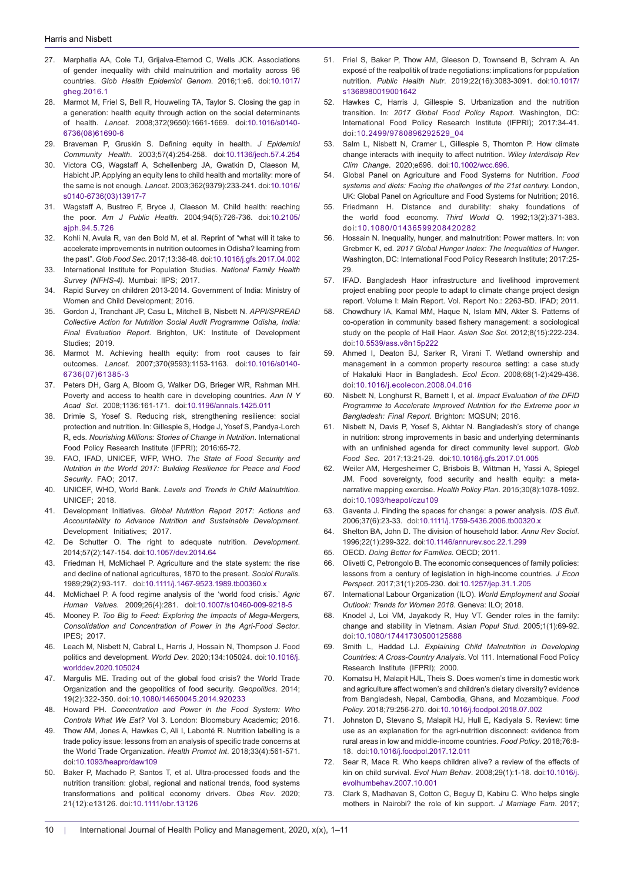27. Marphatia AA, Cole TJ, Grijalva-Eternod C, Wells JCK. Associations of gender inequality with child malnutrition and mortality across 96 countries. *Glob Health Epidemiol Genom*. 2016;1:e6. doi:10.1017/gheg.2016.1
28. Marmot M, Friel S, Bell R, Houweling TA, Taylor S. Closing the gap in a generation: health equity through action on the social determinants of health. *Lancet*. 2008;372(9650):1661-1669. doi:10.1016/s0140-6736(08)61690-6
29. Braveman P, Gruskin S. Defining equity in health. *J Epidemiol Community Health*. 2003;57(4):254-258. doi:10.1136/jech.57.4.254
30. Victora CG, Wagstaff A, Schellenberg JA, Gwatkin D, Claeson M, Habicht JP. Applying an equity lens to child health and mortality: more of the same is not enough. *Lancet*. 2003;362(9379):233-241. doi:10.1016/s0140-6736(03)13917-7
31. Wagstaff A, Bustreo F, Bryce J, Claeson M. Child health: reaching the poor. *Am J Public Health*. 2004;94(5):726-736. doi:10.2105/ajph.94.5.726
32. Kohli N, Avula R, van den Bold M, et al. Reprint of "what will it take to accelerate improvements in nutrition outcomes in Odisha? learning from the past". *Glob Food Sec*. 2017;13:38-48. doi:10.1016/j.gfs.2017.04.002
33. International Institute for Population Studies. *National Family Health Survey (NFHS-4)*. Mumbai: IIPS; 2017.
34. Rapid Survey on children 2013-2014. Government of India: Ministry of Women and Child Development; 2016.
35. Gordon J, Tranchant JP, Casu L, Mitchell B, Nisbett N. *APPI/SPREAD Collective Action for Nutrition Social Audit Programme Odisha, India: Final Evaluation Report*. Brighton, UK: Institute of Development Studies; 2019.
36. Marmot M. Achieving health equity: from root causes to fair outcomes. *Lancet*. 2007;370(9593):1153-1163. doi:10.1016/s0140-6736(07)61385-3
37. Peters DH, Garg A, Bloom G, Walker DG, Brieger WR, Rahman MH. Poverty and access to health care in developing countries. *Ann N Y Acad Sci*. 2008;1136:161-171. doi:10.1196/annals.1425.011
38. Drimie S, Yosef S. Reducing risk, strengthening resilience: social protection and nutrition. In: Gillespie S, Hodge J, Yosef S, Pandya-Lorch R, eds. *Nourishing Millions: Stories of Change in Nutrition*. International Food Policy Research Institute (IFPRI); 2016:65-72.
39. FAO, IFAD, UNICEF, WFP, WHO. *The State of Food Security and Nutrition in the World 2017: Building Resilience for Peace and Food Security*. FAO; 2017.
40. UNICEF, WHO, World Bank. *Levels and Trends in Child Malnutrition*. UNICEF; 2018.
41. Development Initiatives. *Global Nutrition Report 2017: Actions and Accountability to Advance Nutrition and Sustainable Development*. Development Initiatives; 2017.
42. De Schutter O. The right to adequate nutrition. *Development*. 2014;57(2):147-154. doi:10.1057/dev.2014.64
43. Friedman H, McMichael P. Agriculture and the state system: the rise and decline of national agricultures, 1870 to the present. *Sociol Ruralis*. 1989;29(2):93-117. doi:10.1111/j.1467-9523.1989.tb00360.x
44. McMichael P. A food regime analysis of the 'world food crisis.' *Agric Human Values*. 2009;26(4):281. doi:10.1007/s10460-009-9218-5
45. Mooney P. *Too Big to Feed: Exploring the Impacts of Mega-Mergers, Consolidation and Concentration of Power in the Agri-Food Sector*. IPES; 2017.
46. Leach M, Nisbett N, Cabral L, Harris J, Hossain N, Thompson J. Food politics and development. *World Dev*. 2020;134:105024. doi:10.1016/j.worlddev.2020.105024
47. Margulis ME. Trading out of the global food crisis? the World Trade Organization and the geopolitics of food security. *Geopolitics*. 2014;19(2):322-350. doi:10.1080/14650045.2014.920233
48. Howard PH. *Concentration and Power in the Food System: Who Controls What We Eat?* Vol 3. London: Bloomsbury Academic; 2016.
49. Thow AM, Jones A, Hawkes C, Ali I, Labonté R. Nutrition labelling is a trade policy issue: lessons from an analysis of specific trade concerns at the World Trade Organization. *Health Promot Int*. 2018;33(4):561-571. doi:10.1093/heapro/daw109
50. Baker P, Machado P, Santos T, et al. Ultra-processed foods and the nutrition transition: global, regional and national trends, food systems transformations and political economy drivers. *Obes Rev*. 2020;21(12):e13126. doi:10.1111/obr.13126
51. Friel S, Baker P, Thow AM, Gleeson D, Townsend B, Schram A. An exposé of the realpolitik of trade negotiations: implications for population nutrition. *Public Health Nutr*. 2019;22(16):3083-3091. doi:10.1017/s1368980019001642
52. Hawkes C, Harris J, Gillespie S. Urbanization and the nutrition transition. In: *2017 Global Food Policy Report*. Washington, DC: International Food Policy Research Institute (IFPRI); 2017:34-41. doi:10.2499/9780896292529_04
53. Salm L, Nisbett N, Cramer L, Gillespie S, Thornton P. How climate change interacts with inequity to affect nutrition. *Wiley Interdiscip Rev Clim Change*. 2020;e696. doi:10.1002/wcc.696.
54. Global Panel on Agriculture and Food Systems for Nutrition. *Food systems and diets: Facing the challenges of the 21st century*. London, UK: Global Panel on Agriculture and Food Systems for Nutrition; 2016.
55. Friedmann H. Distance and durability: shaky foundations of the world food economy. *Third World Q*. 1992;13(2):371-383. doi:10.1080/01436599208420282
56. Hossain N. Inequality, hunger, and malnutrition: Power matters. In: von Grebmer K, ed. *2017 Global Hunger Index: The Inequalities of Hunger*. Washington, DC: International Food Policy Research Institute; 2017:25-29.
57. IFAD. Bangladesh Haor infrastructure and livelihood improvement project enabling poor people to adapt to climate change project design report. Volume I: Main Report. Vol. Report No.: 2263-BD. IFAD; 2011.
58. Chowdhury IA, Kamal MM, Haque N, Islam MN, Akter S. Patterns of co-operation in community based fishery management: a sociological study on the people of Hail Haor. *Asian Soc Sci*. 2012;8(15):222-234. doi:10.5539/ass.v8n15p222
59. Ahmed I, Deaton BJ, Sarker R, Virani T. Wetland ownership and management in a common property resource setting: a case study of Hakaluki Haor in Bangladesh. *Ecol Econ*. 2008;68(1-2):429-436. doi:10.1016/j.ecolecon.2008.04.016
60. Nisbett N, Longhurst R, Barnett I, et al. *Impact Evaluation of the DFID Programme to Accelerate Improved Nutrition for the Extreme poor in Bangladesh: Final Report*. Brighton: MQSUN; 2016.
61. Nisbett N, Davis P, Yosef S, Akhtar N. Bangladesh's story of change in nutrition: strong improvements in basic and underlying determinants with an unfinished agenda for direct community level support. *Glob Food Sec*. 2017;13:21-29. doi:10.1016/j.gfs.2017.01.005
62. Weiler AM, Hergesheimer C, Brisbois B, Wittman H, Yassi A, Spiegel JM. Food sovereignty, food security and health equity: a meta-narrative mapping exercise. *Health Policy Plan*. 2015;30(8):1078-1092. doi:10.1093/heapol/czu109
63. Gaventa J. Finding the spaces for change: a power analysis. *IDS Bull*. 2006;37(6):23-33. doi:10.1111/j.1759-5436.2006.tb00320.x
64. Shelton BA, John D. The division of household labor. *Annu Rev Sociol*. 1996;22(1):299-322. doi:10.1146/annurev.soc.22.1.299
65. OECD. *Doing Better for Families*. OECD; 2011.
66. Olivetti C, Petrongolo B. The economic consequences of family policies: lessons from a century of legislation in high-income countries. *J Econ Perspect*. 2017;31(1):205-230. doi:10.1257/jep.31.1.205
67. International Labour Organization (ILO). *World Employment and Social Outlook: Trends for Women 2018*. Geneva: ILO; 2018.
68. Knodel J, Loi VM, Jayakody R, Huy VT. Gender roles in the family: change and stability in Vietnam. *Asian Popul Stud*. 2005;1(1):69-92. doi:10.1080/17441730500125888
69. Smith L, Haddad LJ. *Explaining Child Malnutrition in Developing Countries: A Cross-Country Analysis*. Vol 111. International Food Policy Research Institute (IFPRI); 2000.
70. Komatsu H, Malapit HJL, Theis S. Does women's time in domestic work and agriculture affect women's and children's dietary diversity? evidence from Bangladesh, Nepal, Cambodia, Ghana, and Mozambique. *Food Policy*. 2018;79:256-270. doi:10.1016/j.foodpol.2018.07.002
71. Johnston D, Stevano S, Malapit HJ, Hull E, Kadiyala S. Review: time use as an explanation for the agri-nutrition disconnect: evidence from rural areas in low and middle-income countries. *Food Policy*. 2018;76:8-18. doi:10.1016/j.foodpol.2017.12.011
72. Sear R, Mace R. Who keeps children alive? a review of the effects of kin on child survival. *Evol Hum Behav*. 2008;29(1):1-18. doi:10.1016/j.evolhumbehav.2007.10.001
73. Clark S, Madhavan S, Cotton C, Beguy D, Kabiru C. Who helps single mothers in Nairobi? the role of kin support. *J Marriage Fam*. 2017;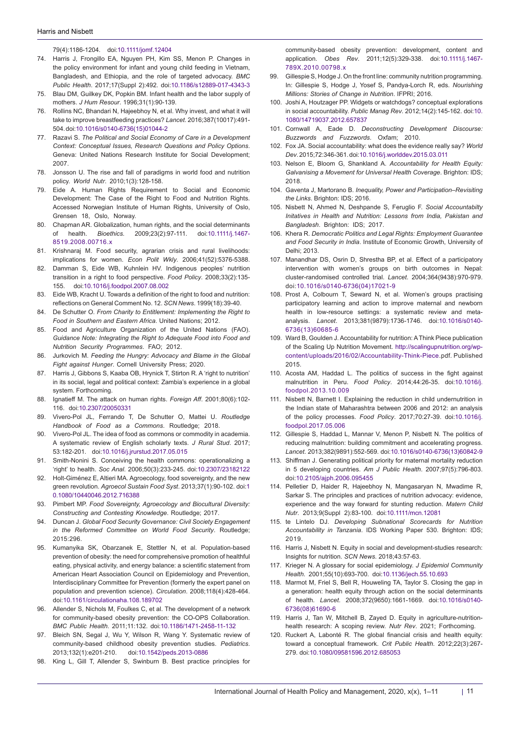79(4):1186-1204. doi:10.1111/jomf.12404

74. Harris J, Frongillo EA, Nguyen PH, Kim SS, Menon P. Changes in the policy environment for infant and young child feeding in Vietnam, Bangladesh, and Ethiopia, and the role of targeted advocacy. *BMC Public Health*. 2017;17(Suppl 2):492. doi:10.1186/s12889-017-4343-3
75. Blau DM, Guilkey DK, Popkin BM. Infant health and the labor supply of mothers. *J Hum Resour*. 1996;31(1):90-139.
76. Rollins NC, Bhandari N, Hajeebhoy N, et al. Why invest, and what it will take to improve breastfeeding practices? *Lancet*. 2016;387(10017):491-504. doi:10.1016/s0140-6736(15)01044-2
77. Razavi S. *The Political and Social Economy of Care in a Development Context: Conceptual Issues, Research Questions and Policy Options*. Geneva: United Nations Research Institute for Social Development; 2007.
78. Jonsson U. The rise and fall of paradigms in world food and nutrition policy. *World Nutr*. 2010;1(3):128-158.
79. Eide A. Human Rights Requirement to Social and Economic Development: The Case of the Right to Food and Nutrition Rights. Accessed Norwegian Institute of Human Rights, University of Oslo, Grensen 18, Oslo, Norway.
80. Chapman AR. Globalization, human rights, and the social determinants of health. *Bioethics*. 2009;23(2):97-111. doi:10.1111/j.1467-8519.2008.00716.x
81. Krishnaraj M. Food security, agrarian crisis and rural livelihoods: implications for women. *Econ Polit Wkly*. 2006;41(52):5376-5388.
82. Damman S, Eide WB, Kuhnlein HV. Indigenous peoples' nutrition transition in a right to food perspective. *Food Policy*. 2008;33(2):135-155. doi:10.1016/j.foodpol.2007.08.002
83. Eide WB, Kracht U. Towards a definition of the right to food and nutrition: reflections on General Comment No. 12. *SCN News*. 1999(18):39-40.
84. De Schutter O. *From Charity to Entitlement: Implementing the Right to Food in Southern and Eastern Africa*. United Nations; 2012.
85. Food and Agriculture Organization of the United Nations (FAO). *Guidance Note: Integrating the Right to Adequate Food into Food and Nutrition Security Programmes*. FAO; 2012.
86. Jurkovich M. *Feeding the Hungry: Advocacy and Blame in the Global Fight against Hunger*. Cornell University Press; 2020.
87. Harris J, Gibbons S, Kaaba OB, Hrynick T, Stirton R. A 'right to nutrition' in its social, legal and political context: Zambia's experience in a global system. Forthcoming.
88. Ignatieff M. The attack on human rights. *Foreign Aff*. 2001;80(6):102-116. doi:10.2307/20050331
89. Vivero-Pol JL, Ferrando T, De Schutter O, Mattei U. *Routledge Handbook of Food as a Commons*. Routledge; 2018.
90. Vivero-Pol JL. The idea of food as commons or commodity in academia. A systematic review of English scholarly texts. *J Rural Stud*. 2017; 53:182-201. doi:10.1016/j.jrurstud.2017.05.015
91. Smith-Nonini S. Conceiving the health commons: operationalizing a 'right' to health. *Soc Anal*. 2006;50(3):233-245. doi:10.2307/23182122
92. Holt-Giménez E, Altieri MA. Agroecology, food sovereignty, and the new green revolution. *Agroecol Sustain Food Syst*. 2013;37(1):90-102. doi:10.1080/10440046.2012.716388
93. Pimbert MP. *Food Sovereignty, Agroecology and Biocultural Diversity: Constructing and Contesting Knowledge*. Routledge; 2017.
94. Duncan J. *Global Food Security Governance: Civil Society Engagement in the Reformed Committee on World Food Security*. Routledge; 2015:296.
95. Kumanyika SK, Obarzanek E, Stettler N, et al. Population-based prevention of obesity: the need for comprehensive promotion of healthful eating, physical activity, and energy balance: a scientific statement from American Heart Association Council on Epidemiology and Prevention, Interdisciplinary Committee for Prevention (formerly the expert panel on population and prevention science). *Circulation*. 2008;118(4):428-464. doi:10.1161/circulationaha.108.189702
96. Allender S, Nichols M, Foulkes C, et al. The development of a network for community-based obesity prevention: the CO-OPS Collaboration. *BMC Public Health*. 2011;11:132. doi:10.1186/1471-2458-11-132
97. Bleich SN, Segal J, Wu Y, Wilson R, Wang Y. Systematic review of community-based childhood obesity prevention studies. *Pediatrics*. 2013;132(1):e201-210. doi:10.1542/peds.2013-0886
98. King L, Gill T, Allender S, Swinburn B. Best practice principles for community-based obesity prevention: development, content and application. *Obes Rev*. 2011;12(5):329-338. doi:10.1111/j.1467-789X.2010.00798.x
99. Gillespie S, Hodge J. On the front line: community nutrition programming. In: Gillespie S, Hodge J, Yosef S, Pandya-Lorch R, eds. *Nourishing Millions: Stories of Change in Nutrition*. IFPRI; 2016.
100. Joshi A, Houtzager PP. Widgets or watchdogs? conceptual explorations in social accountability. *Public Manag Rev*. 2012;14(2):145-162. doi:10.1080/14719037.2012.657837
101. Cornwall A, Eade D. *Deconstructing Development Discourse: Buzzwords and Fuzzwords*. Oxfam; 2010.
102. Fox JA. Social accountability: what does the evidence really say? *World Dev*. 2015;72:346-361. doi:10.1016/j.worlddev.2015.03.011
103. Nelson E, Bloom G, Shankland A. *Accountability for Health Equity: Galvanising a Movement for Universal Health Coverage*. Brighton: IDS; 2018.
104. Gaventa J, Martorano B. *Inequality, Power and Participation–Revisiting the Links*. Brighton: IDS; 2016.
105. Nisbett N, Ahmed N, Deshpande S, Feruglio F. *Social Accountabilty Initatives in Health and Nutrition: Lessons from India, Pakistan and Bangladesh*. Brighton: IDS; 2017.
106. Khera R. *Democratic Politics and Legal Rights: Employment Guarantee and Food Security in India*. Institute of Economic Growth, University of Delhi; 2013.
107. Manandhar DS, Osrin D, Shrestha BP, et al. Effect of a participatory intervention with women's groups on birth outcomes in Nepal: cluster-randomised controlled trial. *Lancet*. 2004;364(9438):970-979. doi:10.1016/s0140-6736(04)17021-9
108. Prost A, Colbourn T, Seward N, et al. Women's groups practising participatory learning and action to improve maternal and newborn health in low-resource settings: a systematic review and meta-analysis. *Lancet*. 2013;381(9879):1736-1746. doi:10.1016/s0140-6736(13)60685-6
109. Ward B, Goulden J. Accountability for nutrition: A Think Piece publication of the Scaling Up Nutrition Movement. http://scalingupnutrition.org/wp-content/uploads/2016/02/Accountability-Think-Piece.pdf. Published 2015.
110. Acosta AM, Haddad L. The politics of success in the fight against malnutrition in Peru. *Food Policy*. 2014;44:26-35. doi:10.1016/j.foodpol.2013.10.009
111. Nisbett N, Barnett I. Explaining the reduction in child undernutrition in the Indian state of Maharashtra between 2006 and 2012: an analysis of the policy processes. *Food Policy*. 2017;70:27-39. doi:10.1016/j.foodpol.2017.05.006
112. Gillespie S, Haddad L, Mannar V, Menon P, Nisbett N. The politics of reducing malnutrition: building commitment and accelerating progress. *Lancet*. 2013;382(9891):552-569. doi:10.1016/s0140-6736(13)60842-9
113. Shiffman J. Generating political priority for maternal mortality reduction in 5 developing countries. *Am J Public Health*. 2007;97(5):796-803. doi:10.2105/ajph.2006.095455
114. Pelletier D, Haider R, Hajeebhoy N, Mangasaryan N, Mwadime R, Sarkar S. The principles and practices of nutrition advocacy: evidence, experience and the way forward for stunting reduction. *Matern Child Nutr*. 2013;9(Suppl 2):83-100. doi:10.1111/mcn.12081
115. te Lintelo DJ. *Developing Subnational Scorecards for Nutrition Accountability in Tanzania*. IDS Working Paper 530. Brighton: IDS; 2019.
116. Harris J, Nisbett N. Equity in social and development-studies research: Insights for nutrition. *SCN News*. 2018;43:57-63.
117. Krieger N. A glossary for social epidemiology. *J Epidemiol Community Health*. 2001;55(10):693-700. doi:10.1136/jech.55.10.693
118. Marmot M, Friel S, Bell R, Houweling TA, Taylor S. Closing the gap in a generation: health equity through action on the social determinants of health. *Lancet*. 2008;372(9650):1661-1669. doi:10.1016/s0140-6736(08)61690-6
119. Harris J, Tan W, Mitchell B, Zayed D. Equity in agriculture-nutrition-health research: A scoping review. *Nutr Rev*. 2021; Forthcoming.
120. Ruckert A, Labonté R. The global financial crisis and health equity: toward a conceptual framework. *Crit Public Health*. 2012;22(3):267-279. doi:10.1080/09581596.2012.685053